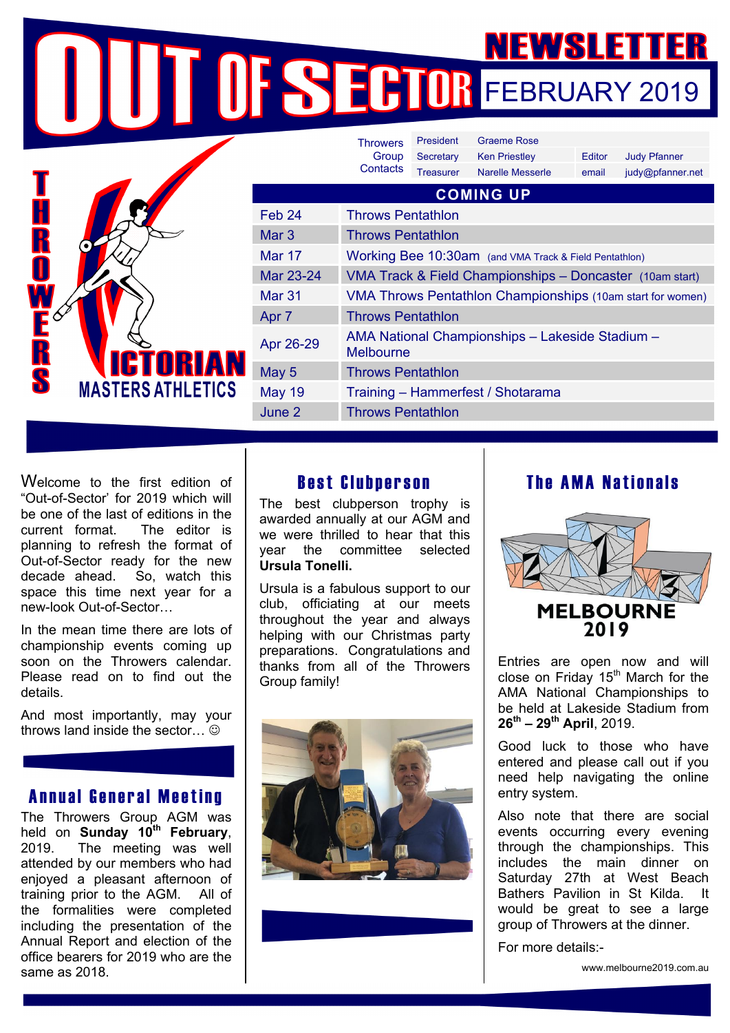# OUT OF SECTOR NEWSLETTER FEBRUARY 2019

**THROWERS VICTORIAN MASTERS ATHLETICS**

| Throwers Group Contacts | | | | |
|---|---|---|---|---|
| President | Graeme Rose | | | |
| Secretary | Ken Priestley | Editor | Judy Pfanner |
| Treasurer | Narelle Messerle | email | judy@pfanner.net |

## COMING UP

| Date | Event |
|---|---|
| Feb 24 | Throws Pentathlon |
| Mar 3 | Throws Pentathlon |
| Mar 17 | Working Bee 10:30am (and VMA Track & Field Pentathlon) |
| Mar 23-24 | VMA Track & Field Championships – Doncaster (10am start) |
| Mar 31 | VMA Throws Pentathlon Championships (10am start for women) |
| Apr 7 | Throws Pentathlon |
| Apr 26-29 | AMA National Championships – Lakeside Stadium – Melbourne |
| May 5 | Throws Pentathlon |
| May 19 | Training – Hammerfest / Shotarama |
| June 2 | Throws Pentathlon |

Welcome to the first edition of "Out-of-Sector' for 2019 which will be one of the last of editions in the current format. The editor is planning to refresh the format of Out-of-Sector ready for the new decade ahead. So, watch this space this time next year for a new-look Out-of-Sector…

In the mean time there are lots of championship events coming up soon on the Throwers calendar. Please read on to find out the details.

And most importantly, may your throws land inside the sector… ☺

## Annual General Meeting

The Throwers Group AGM was held on **Sunday 10th February**, 2019. The meeting was well attended by our members who had enjoyed a pleasant afternoon of training prior to the AGM. All of the formalities were completed including the presentation of the Annual Report and election of the office bearers for 2019 who are the same as 2018.

## Best Clubperson

The best clubperson trophy is awarded annually at our AGM and we were thrilled to hear that this year the committee selected **Ursula Tonelli.**

Ursula is a fabulous support to our club, officiating at our meets throughout the year and always helping with our Christmas party preparations. Congratulations and thanks from all of the Throwers Group family!

## The AMA Nationals

MELBOURNE 2019

Entries are open now and will close on Friday 15th March for the AMA National Championships to be held at Lakeside Stadium from **26th – 29th April**, 2019.

Good luck to those who have entered and please call out if you need help navigating the online entry system.

Also note that there are social events occurring every evening through the championships. This includes the main dinner on Saturday 27th at West Beach Bathers Pavilion in St Kilda. It would be great to see a large group of Throwers at the dinner.

For more details:-

www.melbourne2019.com.au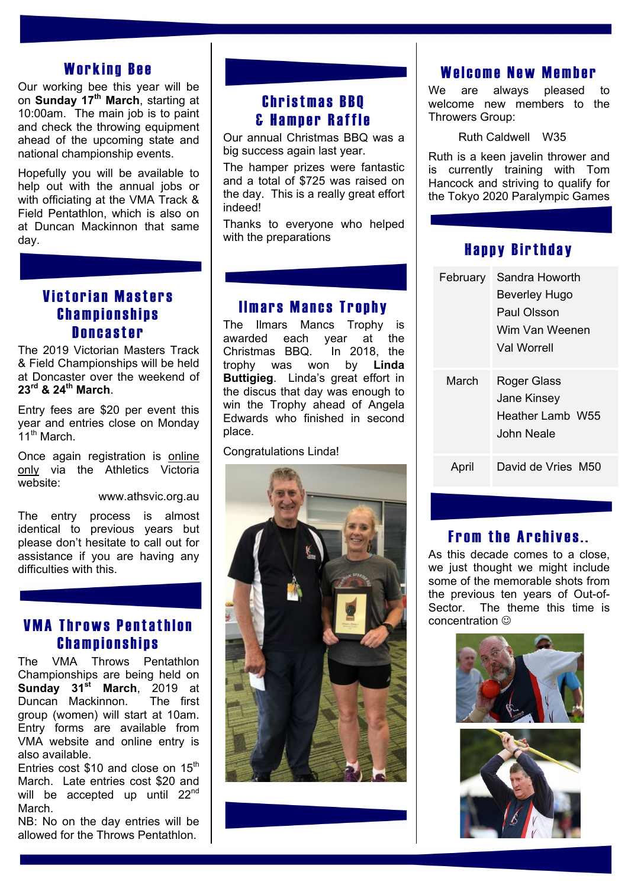## Working Bee

Our working bee this year will be on **Sunday 17th March**, starting at 10:00am. The main job is to paint and check the throwing equipment ahead of the upcoming state and national championship events.

Hopefully you will be available to help out with the annual jobs or with officiating at the VMA Track & Field Pentathlon, which is also on at Duncan Mackinnon that same day.

## Victorian Masters Championships Doncaster

The 2019 Victorian Masters Track & Field Championships will be held at Doncaster over the weekend of **23rd & 24th March**.

Entry fees are $20 per event this year and entries close on Monday 11th March.

Once again registration is online only via the Athletics Victoria website:

www.athsvic.org.au

The entry process is almost identical to previous years but please don't hesitate to call out for assistance if you are having any difficulties with this.

## VMA Throws Pentathlon Championships

The VMA Throws Pentathlon Championships are being held on **Sunday 31st March**, 2019 at Duncan Mackinnon. The first group (women) will start at 10am. Entry forms are available from VMA website and online entry is also available.

Entries cost $10 and close on 15th March. Late entries cost $20 and will be accepted up until 22nd March.

NB: No on the day entries will be allowed for the Throws Pentathlon.

## Christmas BBQ & Hamper Raffle

Our annual Christmas BBQ was a big success again last year.

The hamper prizes were fantastic and a total of $725 was raised on the day. This is a really great effort indeed!

Thanks to everyone who helped with the preparations

## Ilmars Mancs Trophy

The Ilmars Mancs Trophy is awarded each year at the Christmas BBQ. In 2018, the trophy was won by **Linda Buttigieg**. Linda's great effort in the discus that day was enough to win the Trophy ahead of Angela Edwards who finished in second place.

Congratulations Linda!

## Welcome New Member

We are always pleased to welcome new members to the Throwers Group:

Ruth Caldwell W35

Ruth is a keen javelin thrower and is currently training with Tom Hancock and striving to qualify for the Tokyo 2020 Paralympic Games

## Happy Birthday

| | |
|---|---|
| February | Sandra Howorth<br>Beverley Hugo<br>Paul Olsson<br>Wim Van Weenen<br>Val Worrell |
| March | Roger Glass<br>Jane Kinsey<br>Heather Lamb W55<br>John Neale |
| April | David de Vries M50 |

## From the Archives..

As this decade comes to a close, we just thought we might include some of the memorable shots from the previous ten years of Out-of-Sector. The theme this time is concentration ☺